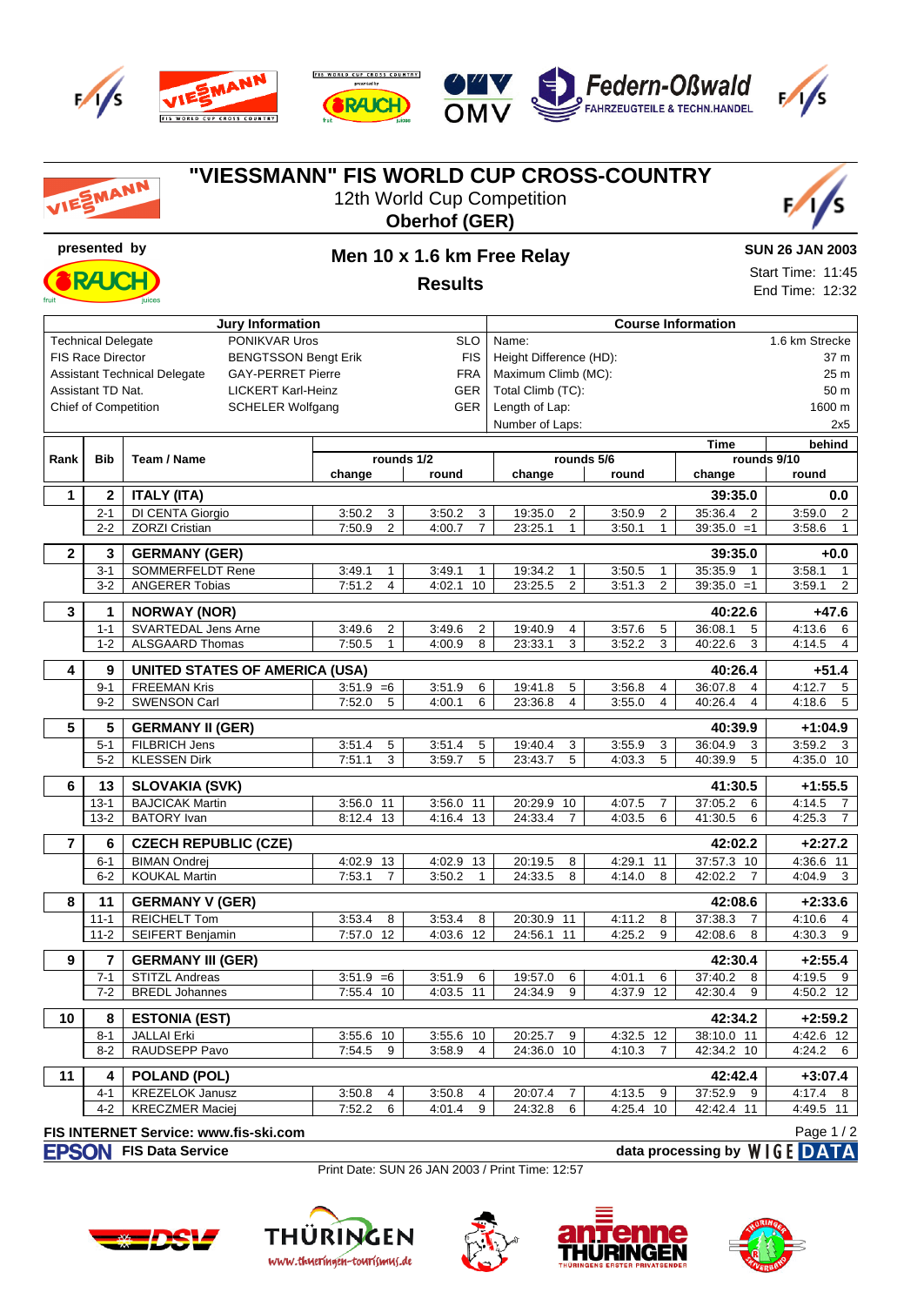# "VIESSMANN" FIS WORLD CUP CROSS-COUNTRY

12th World Cup Competition

**Oberhof (GER)**

**presented by**

## Men 10 x 1.6 km Free Relay

### Results

**SUN 26 JAN 2003**

Start Time: 11:45

End Time: 12:32

| Jury Information | | | Course Information | |
|---|---|---|---|---|
| Technical Delegate | PONIKVAR Uros | SLO | Name: | 1.6 km Strecke |
| FIS Race Director | BENGTSSON Bengt Erik | FIS | Height Difference (HD): | 37 m |
| Assistant Technical Delegate | GAY-PERRET Pierre | FRA | Maximum Climb (MC): | 25 m |
| Assistant TD Nat. | LICKERT Karl-Heinz | GER | Total Climb (TC): | 50 m |
| Chief of Competition | SCHELER Wolfgang | GER | Length of Lap: | 1600 m |
| | | | Number of Laps: | 2x5 |

| Rank | Bib | Team / Name | rounds 1/2 change | | rounds 1/2 round | | rounds 5/6 change | | rounds 5/6 round | | rounds 9/10 change (Time) | | rounds 9/10 round (behind) | |
|---|---|---|---|---|---|---|---|---|---|---|---|---|---|---|
| **1** | **2** | **ITALY (ITA)** | | | | | | | | | **39:35.0** | | **0.0** | |
| | 2-1 | DI CENTA Giorgio | 3:50.2 | 3 | 3:50.2 | 3 | 19:35.0 | 2 | 3:50.9 | 2 | 35:36.4 | 2 | 3:59.0 | 2 |
| | 2-2 | ZORZI Cristian | 7:50.9 | 2 | 4:00.7 | 7 | 23:25.1 | 1 | 3:50.1 | 1 | 39:35.0 | =1 | 3:58.6 | 1 |
| **2** | **3** | **GERMANY (GER)** | | | | | | | | | **39:35.0** | | **+0.0** | |
| | 3-1 | SOMMERFELDT Rene | 3:49.1 | 1 | 3:49.1 | 1 | 19:34.2 | 1 | 3:50.5 | 1 | 35:35.9 | 1 | 3:58.1 | 1 |
| | 3-2 | ANGERER Tobias | 7:51.2 | 4 | 4:02.1 | 10 | 23:25.5 | 2 | 3:51.3 | 2 | 39:35.0 | =1 | 3:59.1 | 2 |
| **3** | **1** | **NORWAY (NOR)** | | | | | | | | | **40:22.6** | | **+47.6** | |
| | 1-1 | SVARTEDAL Jens Arne | 3:49.6 | 2 | 3:49.6 | 2 | 19:40.9 | 4 | 3:57.6 | 5 | 36:08.1 | 5 | 4:13.6 | 6 |
| | 1-2 | ALSGAARD Thomas | 7:50.5 | 1 | 4:00.9 | 8 | 23:33.1 | 3 | 3:52.2 | 3 | 40:22.6 | 3 | 4:14.5 | 4 |
| **4** | **9** | **UNITED STATES OF AMERICA (USA)** | | | | | | | | | **40:26.4** | | **+51.4** | |
| | 9-1 | FREEMAN Kris | 3:51.9 | =6 | 3:51.9 | 6 | 19:41.8 | 5 | 3:56.8 | 4 | 36:07.8 | 4 | 4:12.7 | 5 |
| | 9-2 | SWENSON Carl | 7:52.0 | 5 | 4:00.1 | 6 | 23:36.8 | 4 | 3:55.0 | 4 | 40:26.4 | 4 | 4:18.6 | 5 |
| **5** | **5** | **GERMANY II (GER)** | | | | | | | | | **40:39.9** | | **+1:04.9** | |
| | 5-1 | FILBRICH Jens | 3:51.4 | 5 | 3:51.4 | 5 | 19:40.4 | 3 | 3:55.9 | 3 | 36:04.9 | 3 | 3:59.2 | 3 |
| | 5-2 | KLESSEN Dirk | 7:51.1 | 3 | 3:59.7 | 5 | 23:43.7 | 5 | 4:03.3 | 5 | 40:39.9 | 5 | 4:35.0 | 10 |
| **6** | **13** | **SLOVAKIA (SVK)** | | | | | | | | | **41:30.5** | | **+1:55.5** | |
| | 13-1 | BAJCICAK Martin | 3:56.0 | 11 | 3:56.0 | 11 | 20:29.9 | 10 | 4:07.5 | 7 | 37:05.2 | 6 | 4:14.5 | 7 |
| | 13-2 | BATORY Ivan | 8:12.4 | 13 | 4:16.4 | 13 | 24:33.4 | 7 | 4:03.5 | 6 | 41:30.5 | 6 | 4:25.3 | 7 |
| **7** | **6** | **CZECH REPUBLIC (CZE)** | | | | | | | | | **42:02.2** | | **+2:27.2** | |
| | 6-1 | BIMAN Ondrej | 4:02.9 | 13 | 4:02.9 | 13 | 20:19.5 | 8 | 4:29.1 | 11 | 37:57.3 | 10 | 4:36.6 | 11 |
| | 6-2 | KOUKAL Martin | 7:53.1 | 7 | 3:50.2 | 1 | 24:33.5 | 8 | 4:14.0 | 8 | 42:02.2 | 7 | 4:04.9 | 3 |
| **8** | **11** | **GERMANY V (GER)** | | | | | | | | | **42:08.6** | | **+2:33.6** | |
| | 11-1 | REICHELT Tom | 3:53.4 | 8 | 3:53.4 | 8 | 20:30.9 | 11 | 4:11.2 | 8 | 37:38.3 | 7 | 4:10.6 | 4 |
| | 11-2 | SEIFERT Benjamin | 7:57.0 | 12 | 4:03.6 | 12 | 24:56.1 | 11 | 4:25.2 | 9 | 42:08.6 | 8 | 4:30.3 | 9 |
| **9** | **7** | **GERMANY III (GER)** | | | | | | | | | **42:30.4** | | **+2:55.4** | |
| | 7-1 | STITZL Andreas | 3:51.9 | =6 | 3:51.9 | 6 | 19:57.0 | 6 | 4:01.1 | 6 | 37:40.2 | 8 | 4:19.5 | 9 |
| | 7-2 | BREDL Johannes | 7:55.4 | 10 | 4:03.5 | 11 | 24:34.9 | 9 | 4:37.9 | 12 | 42:30.4 | 9 | 4:50.2 | 12 |
| **10** | **8** | **ESTONIA (EST)** | | | | | | | | | **42:34.2** | | **+2:59.2** | |
| | 8-1 | JALLAI Erki | 3:55.6 | 10 | 3:55.6 | 10 | 20:25.7 | 9 | 4:32.5 | 12 | 38:10.0 | 11 | 4:42.6 | 12 |
| | 8-2 | RAUDSEPP Pavo | 7:54.5 | 9 | 3:58.9 | 4 | 24:36.0 | 10 | 4:10.3 | 7 | 42:34.2 | 10 | 4:24.2 | 6 |
| **11** | **4** | **POLAND (POL)** | | | | | | | | | **42:42.4** | | **+3:07.4** | |
| | 4-1 | KREZELOK Janusz | 3:50.8 | 4 | 3:50.8 | 4 | 20:07.4 | 7 | 4:13.5 | 9 | 37:52.9 | 9 | 4:17.4 | 8 |
| | 4-2 | KRECZMER Maciej | 7:52.2 | 6 | 4:01.4 | 9 | 24:32.8 | 6 | 4:25.4 | 10 | 42:42.4 | 11 | 4:49.5 | 11 |

**FIS INTERNET Service: www.fis-ski.com**

**FIS Data Service** — **data processing by WIGE DATA**

Print Date: SUN 26 JAN 2003 / Print Time: 12:57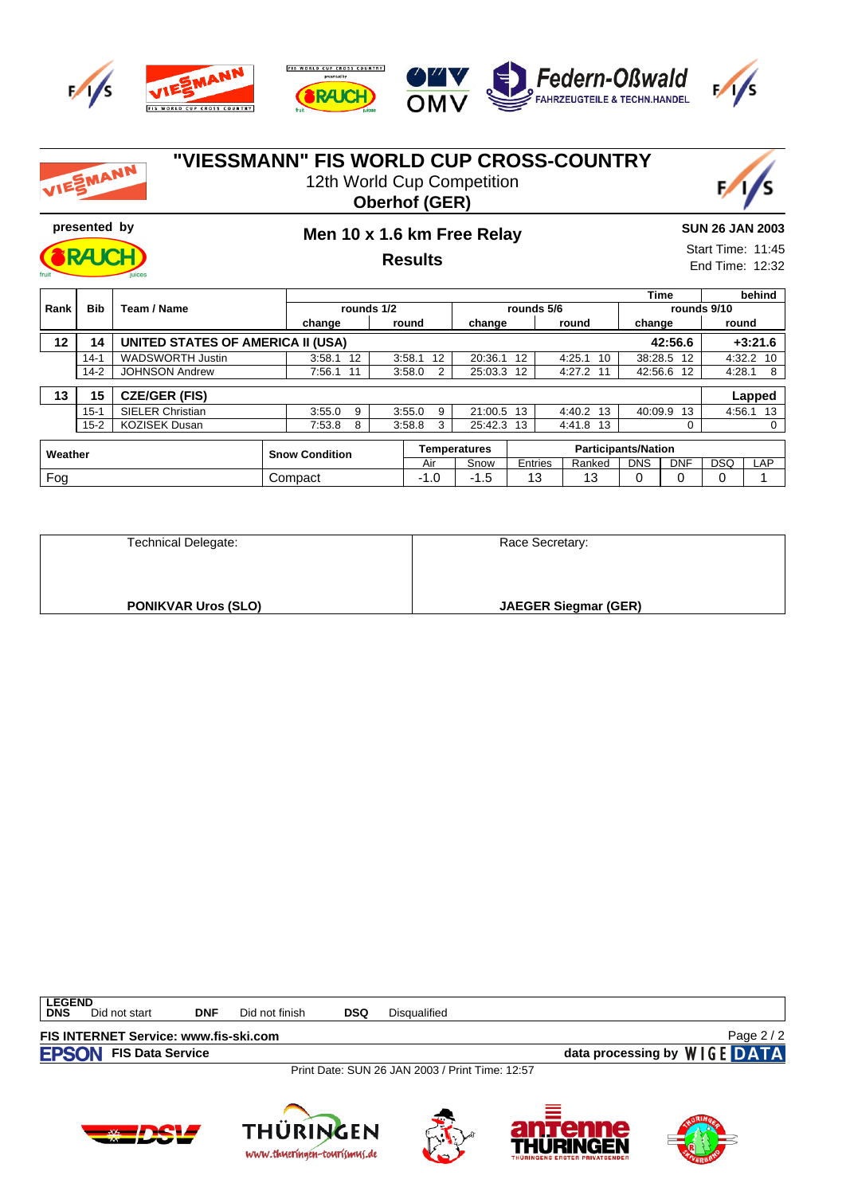# "VIESSMANN" FIS WORLD CUP CROSS-COUNTRY

12th World Cup Competition

**Oberhof (GER)**

**presented by**

## Men 10 x 1.6 km Free Relay

**Results**

**SUN 26 JAN 2003**

Start Time: 11:45

End Time: 12:32

| Rank | Bib | Team / Name | rounds 1/2 change | | rounds 1/2 round | | rounds 5/6 change | | rounds 5/6 round | | rounds 9/10 change (Time) | | rounds 9/10 round (behind) | |
|---|---|---|---|---|---|---|---|---|---|---|---|---|---|---|
| **12** | **14** | **UNITED STATES OF AMERICA II (USA)** | | | | | | | | | **42:56.6** | | **+3:21.6** | |
| | 14-1 | WADSWORTH Justin | 3:58.1 | 12 | 3:58.1 | 12 | 20:36.1 | 12 | 4:25.1 | 10 | 38:28.5 | 12 | 4:32.2 | 10 |
| | 14-2 | JOHNSON Andrew | 7:56.1 | 11 | 3:58.0 | 2 | 25:03.3 | 12 | 4:27.2 | 11 | 42:56.6 | 12 | 4:28.1 | 8 |
| **13** | **15** | **CZE/GER (FIS)** | | | | | | | | | | | **Lapped** | |
| | 15-1 | SIELER Christian | 3:55.0 | 9 | 3:55.0 | 9 | 21:00.5 | 13 | 4:40.2 | 13 | 40:09.9 | 13 | 4:56.1 | 13 |
| | 15-2 | KOZISEK Dusan | 7:53.8 | 8 | 3:58.8 | 3 | 25:42.3 | 13 | 4:41.8 | 13 | | 0 | | 0 |

| Weather | Snow Condition | Temperatures Air | Temperatures Snow | Participants/Nation Entries | Ranked | DNS | DNF | DSQ | LAP |
|---|---|---|---|---|---|---|---|---|---|
| Fog | Compact | -1.0 | -1.5 | 13 | 13 | 0 | 0 | 0 | 1 |

| Technical Delegate: | Race Secretary: |
|---|---|
| **PONIKVAR Uros (SLO)** | **JAEGER Siegmar (GER)** |

**LEGEND**
**DNS** Did not start **DNF** Did not finish **DSQ** Disqualified

**FIS INTERNET Service: www.fis-ski.com**

**FIS Data Service** data processing by WIGE DATA

Print Date: SUN 26 JAN 2003 / Print Time: 12:57